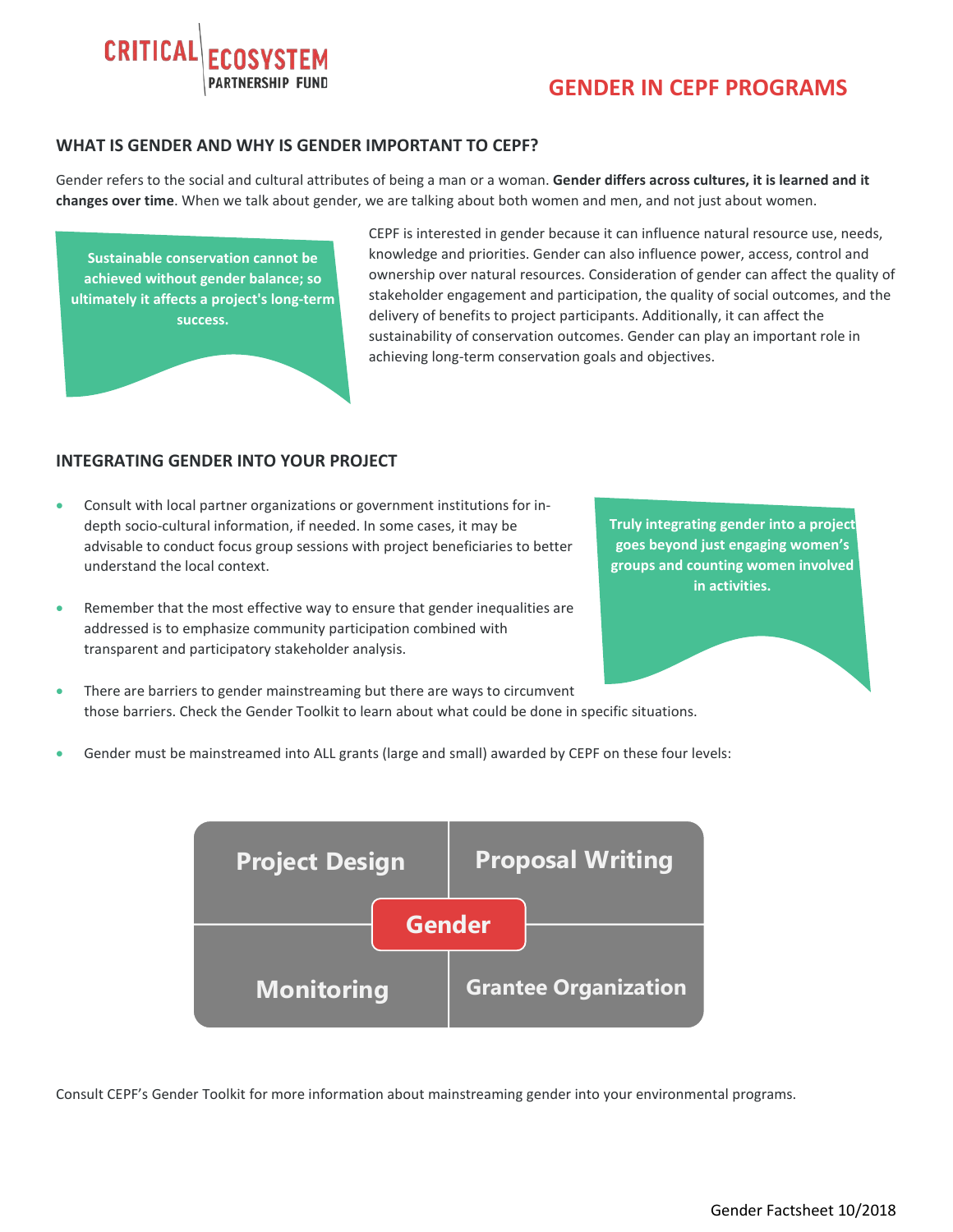CRITICAL ECOSYSTEM PARTNERSHIP FUND

# GENDER IN CEPF PROGRAMS

## WHAT IS GENDER AND WHY IS GENDER IMPORTANT TO CEPF?

Gender refers to the social and cultural attributes of being a man or a woman. **Gender differs across cultures, it is learned and it changes over time**. When we talk about gender, we are talking about both women and men, and not just about women.

**Sustainable conservation cannot be achieved without gender balance; so ultimately it affects a project's long-term success.**

CEPF is interested in gender because it can influence natural resource use, needs, knowledge and priorities. Gender can also influence power, access, control and ownership over natural resources. Consideration of gender can affect the quality of stakeholder engagement and participation, the quality of social outcomes, and the delivery of benefits to project participants. Additionally, it can affect the sustainability of conservation outcomes. Gender can play an important role in achieving long-term conservation goals and objectives.

## INTEGRATING GENDER INTO YOUR PROJECT

**Truly integrating gender into a project goes beyond just engaging women's groups and counting women involved in activities.**

- Consult with local partner organizations or government institutions for in-depth socio-cultural information, if needed. In some cases, it may be advisable to conduct focus group sessions with project beneficiaries to better understand the local context.
- Remember that the most effective way to ensure that gender inequalities are addressed is to emphasize community participation combined with transparent and participatory stakeholder analysis.
- There are barriers to gender mainstreaming but there are ways to circumvent those barriers. Check the Gender Toolkit to learn about what could be done in specific situations.
- Gender must be mainstreamed into ALL grants (large and small) awarded by CEPF on these four levels:

Project Design
Proposal Writing
Gender
Monitoring
Grantee Organization

Consult CEPF's Gender Toolkit for more information about mainstreaming gender into your environmental programs.

Gender Factsheet 10/2018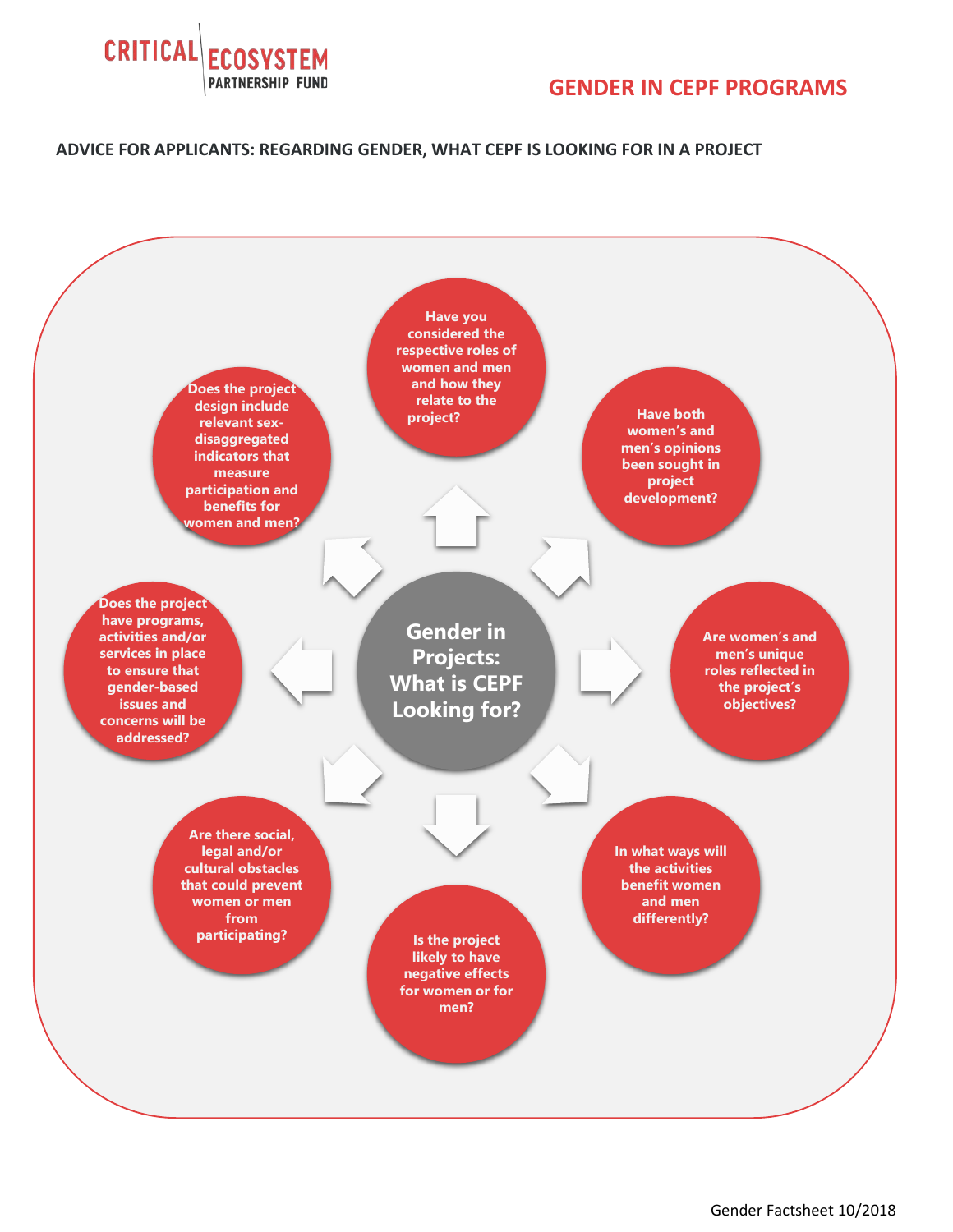# GENDER IN CEPF PROGRAMS

**ADVICE FOR APPLICANTS: REGARDING GENDER, WHAT CEPF IS LOOKING FOR IN A PROJECT**

**Gender in Projects: What is CEPF Looking for?**

- **Have you considered the respective roles of women and men and how they relate to the project?**
- **Have both women's and men's opinions been sought in project development?**
- **Are women's and men's unique roles reflected in the project's objectives?**
- **In what ways will the activities benefit women and men differently?**
- **Is the project likely to have negative effects for women or for men?**
- **Are there social, legal and/or cultural obstacles that could prevent women or men from participating?**
- **Does the project have programs, activities and/or services in place to ensure that gender-based issues and concerns will be addressed?**
- **Does the project design include relevant sex-disaggregated indicators that measure participation and benefits for women and men?**

Gender Factsheet 10/2018